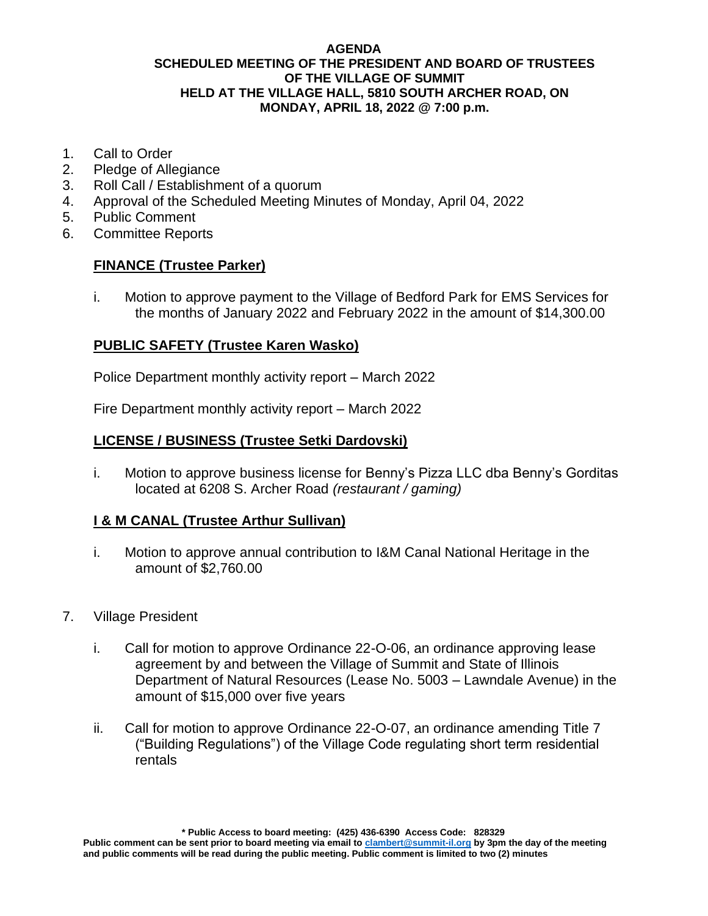**AGENDA**
**SCHEDULED MEETING OF THE PRESIDENT AND BOARD OF TRUSTEES OF THE VILLAGE OF SUMMIT**
**HELD AT THE VILLAGE HALL, 5810 SOUTH ARCHER ROAD, ON MONDAY, APRIL 18, 2022 @ 7:00 p.m.**

1. Call to Order
2. Pledge of Allegiance
3. Roll Call / Establishment of a quorum
4. Approval of the Scheduled Meeting Minutes of Monday, April 04, 2022
5. Public Comment
6. Committee Reports

**<u>FINANCE (Trustee Parker)</u>**

i. Motion to approve payment to the Village of Bedford Park for EMS Services for the months of January 2022 and February 2022 in the amount of $14,300.00

**<u>PUBLIC SAFETY (Trustee Karen Wasko)</u>**

Police Department monthly activity report – March 2022

Fire Department monthly activity report – March 2022

**<u>LICENSE / BUSINESS (Trustee Setki Dardovski)</u>**

i. Motion to approve business license for Benny's Pizza LLC dba Benny's Gorditas located at 6208 S. Archer Road *(restaurant / gaming)*

**<u>I & M CANAL (Trustee Arthur Sullivan)</u>**

i. Motion to approve annual contribution to I&M Canal National Heritage in the amount of $2,760.00

7. Village President

i. Call for motion to approve Ordinance 22-O-06, an ordinance approving lease agreement by and between the Village of Summit and State of Illinois Department of Natural Resources (Lease No. 5003 – Lawndale Avenue) in the amount of $15,000 over five years

ii. Call for motion to approve Ordinance 22-O-07, an ordinance amending Title 7 ("Building Regulations") of the Village Code regulating short term residential rentals

**\* Public Access to board meeting: (425) 436-6390 Access Code: 828329**
**Public comment can be sent prior to board meeting via email to clambert@summit-il.org by 3pm the day of the meeting and public comments will be read during the public meeting. Public comment is limited to two (2) minutes**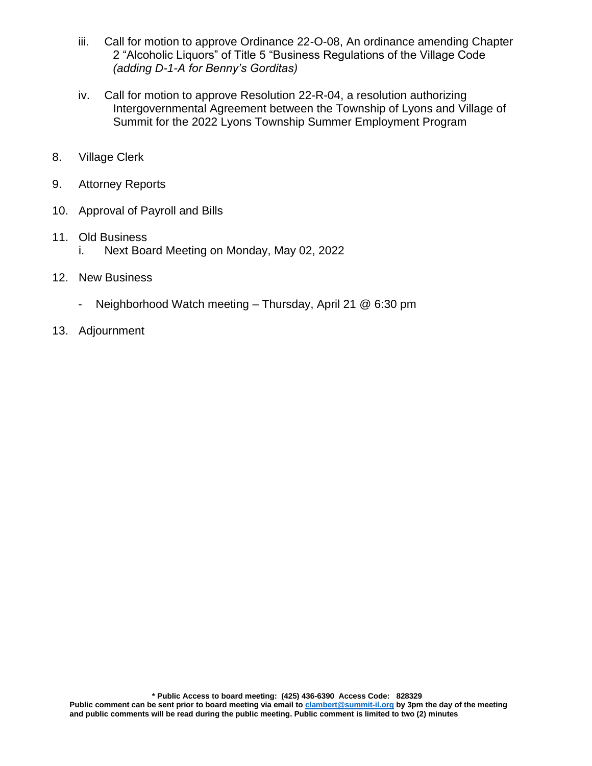iii. Call for motion to approve Ordinance 22-O-08, An ordinance amending Chapter 2 "Alcoholic Liquors" of Title 5 "Business Regulations of the Village Code *(adding D-1-A for Benny's Gorditas)*

iv. Call for motion to approve Resolution 22-R-04, a resolution authorizing Intergovernmental Agreement between the Township of Lyons and Village of Summit for the 2022 Lyons Township Summer Employment Program

8. Village Clerk

9. Attorney Reports

10. Approval of Payroll and Bills

11. Old Business
    i. Next Board Meeting on Monday, May 02, 2022

12. New Business

    - Neighborhood Watch meeting – Thursday, April 21 @ 6:30 pm

13. Adjournment

**\* Public Access to board meeting: (425) 436-6390 Access Code: 828329**
**Public comment can be sent prior to board meeting via email to clambert@summit-il.org by 3pm the day of the meeting and public comments will be read during the public meeting. Public comment is limited to two (2) minutes**